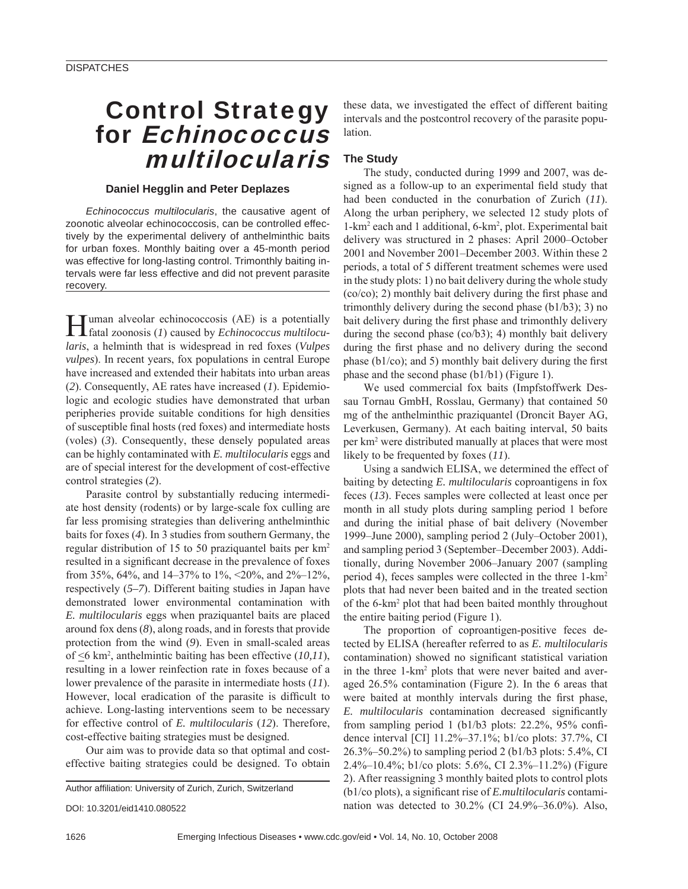# Control Strategy for *Echinococcus multilocularis*

**Daniel Hegglin and Peter Deplazes**

*Echinococcus multilocularis*, the causative agent of zoonotic alveolar echinococcosis, can be controlled effectively by the experimental delivery of anthelminthic baits for urban foxes. Monthly baiting over a 45-month period was effective for long-lasting control. Trimonthly baiting intervals were far less effective and did not prevent parasite recovery.

Human alveolar echinococcosis (AE) is a potentially fatal zoonosis (*1*) caused by *Echinococcus multilocularis*, a helminth that is widespread in red foxes (*Vulpes vulpes*). In recent years, fox populations in central Europe have increased and extended their habitats into urban areas (*2*). Consequently, AE rates have increased (*1*). Epidemiologic and ecologic studies have demonstrated that urban peripheries provide suitable conditions for high densities of susceptible final hosts (red foxes) and intermediate hosts (voles) (*3*). Consequently, these densely populated areas can be highly contaminated with *E. multilocularis* eggs and are of special interest for the development of cost-effective control strategies (*2*).

Parasite control by substantially reducing intermediate host density (rodents) or by large-scale fox culling are far less promising strategies than delivering anthelminthic baits for foxes (*4*). In 3 studies from southern Germany, the regular distribution of 15 to 50 praziquantel baits per km$^2$ resulted in a significant decrease in the prevalence of foxes from 35%, 64%, and 14–37% to 1%, <20%, and 2%–12%, respectively (*5–7*). Different baiting studies in Japan have demonstrated lower environmental contamination with *E. multilocularis* eggs when praziquantel baits are placed around fox dens (*8*), along roads, and in forests that provide protection from the wind (*9*). Even in small-scaled areas of $\leq$6 km$^2$, anthelmintic baiting has been effective (*10,11*), resulting in a lower reinfection rate in foxes because of a lower prevalence of the parasite in intermediate hosts (*11*). However, local eradication of the parasite is difficult to achieve. Long-lasting interventions seem to be necessary for effective control of *E. multilocularis* (*12*). Therefore, cost-effective baiting strategies must be designed.

Our aim was to provide data so that optimal and cost-effective baiting strategies could be designed. To obtain these data, we investigated the effect of different baiting intervals and the postcontrol recovery of the parasite population.

Author affiliation: University of Zurich, Zurich, Switzerland

DOI: 10.3201/eid1410.080522

## The Study

The study, conducted during 1999 and 2007, was designed as a follow-up to an experimental field study that had been conducted in the conurbation of Zurich (*11*). Along the urban periphery, we selected 12 study plots of 1-km$^2$ each and 1 additional, 6-km$^2$, plot. Experimental bait delivery was structured in 2 phases: April 2000–October 2001 and November 2001–December 2003. Within these 2 periods, a total of 5 different treatment schemes were used in the study plots: 1) no bait delivery during the whole study (co/co); 2) monthly bait delivery during the first phase and trimonthly delivery during the second phase (b1/b3); 3) no bait delivery during the first phase and trimonthly delivery during the second phase (co/b3); 4) monthly bait delivery during the first phase and no delivery during the second phase (b1/co); and 5) monthly bait delivery during the first phase and the second phase (b1/b1) (Figure 1).

We used commercial fox baits (Impfstoffwerk Dessau Tornau GmbH, Rosslau, Germany) that contained 50 mg of the anthelminthic praziquantel (Droncit Bayer AG, Leverkusen, Germany). At each baiting interval, 50 baits per km$^2$ were distributed manually at places that were most likely to be frequented by foxes (*11*).

Using a sandwich ELISA, we determined the effect of baiting by detecting *E. multilocularis* coproantigens in fox feces (*13*). Feces samples were collected at least once per month in all study plots during sampling period 1 before and during the initial phase of bait delivery (November 1999–June 2000), sampling period 2 (July–October 2001), and sampling period 3 (September–December 2003). Additionally, during November 2006–January 2007 (sampling period 4), feces samples were collected in the three 1-km$^2$ plots that had never been baited and in the treated section of the 6-km$^2$ plot that had been baited monthly throughout the entire baiting period (Figure 1).

The proportion of coproantigen-positive feces detected by ELISA (hereafter referred to as *E. multilocularis* contamination) showed no significant statistical variation in the three 1-km$^2$ plots that were never baited and averaged 26.5% contamination (Figure 2). In the 6 areas that were baited at monthly intervals during the first phase, *E. multilocularis* contamination decreased significantly from sampling period 1 (b1/b3 plots: 22.2%, 95% confidence interval [CI] 11.2%–37.1%; b1/co plots: 37.7%, CI 26.3%–50.2%) to sampling period 2 (b1/b3 plots: 5.4%, CI 2.4%–10.4%; b1/co plots: 5.6%, CI 2.3%–11.2%) (Figure 2). After reassigning 3 monthly baited plots to control plots (b1/co plots), a significant rise of *E.multilocularis* contamination was detected to 30.2% (CI 24.9%–36.0%). Also,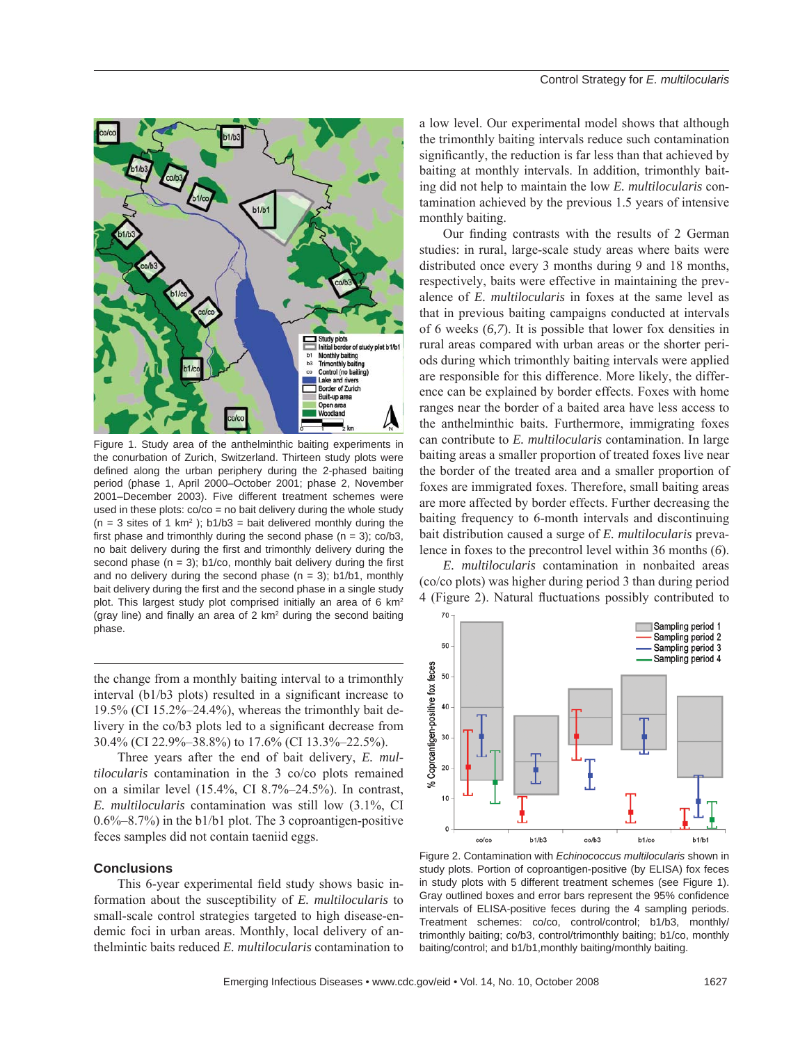Figure 1. Study area of the anthelminthic baiting experiments in the conurbation of Zurich, Switzerland. Thirteen study plots were defined along the urban periphery during the 2-phased baiting period (phase 1, April 2000–October 2001; phase 2, November 2001–December 2003). Five different treatment schemes were used in these plots: co/co = no bait delivery during the whole study (n = 3 sites of 1 km²); b1/b3 = bait delivered monthly during the first phase and trimonthly during the second phase (n = 3); co/b3, no bait delivery during the first and trimonthly delivery during the second phase (n = 3); b1/co, monthly bait delivery during the first and no delivery during the second phase (n = 3); b1/b1, monthly bait delivery during the first and the second phase in a single study plot. This largest study plot comprised initially an area of 6 km² (gray line) and finally an area of 2 km² during the second baiting phase.

the change from a monthly baiting interval to a trimonthly interval (b1/b3 plots) resulted in a significant increase to 19.5% (CI 15.2%–24.4%), whereas the trimonthly bait delivery in the co/b3 plots led to a significant decrease from 30.4% (CI 22.9%–38.8%) to 17.6% (CI 13.3%–22.5%).

Three years after the end of bait delivery, *E. multilocularis* contamination in the 3 co/co plots remained on a similar level (15.4%, CI 8.7%–24.5%). In contrast, *E. multilocularis* contamination was still low (3.1%, CI 0.6%–8.7%) in the b1/b1 plot. The 3 coproantigen-positive feces samples did not contain taeniid eggs.

## Conclusions

This 6-year experimental field study shows basic information about the susceptibility of *E. multilocularis* to small-scale control strategies targeted to high disease-endemic foci in urban areas. Monthly, local delivery of anthelmintic baits reduced *E. multilocularis* contamination to a low level. Our experimental model shows that although the trimonthly baiting intervals reduce such contamination significantly, the reduction is far less than that achieved by baiting at monthly intervals. In addition, trimonthly baiting did not help to maintain the low *E. multilocularis* contamination achieved by the previous 1.5 years of intensive monthly baiting.

Our finding contrasts with the results of 2 German studies: in rural, large-scale study areas where baits were distributed once every 3 months during 9 and 18 months, respectively, baits were effective in maintaining the prevalence of *E. multilocularis* in foxes at the same level as that in previous baiting campaigns conducted at intervals of 6 weeks (*6,7*). It is possible that lower fox densities in rural areas compared with urban areas or the shorter periods during which trimonthly baiting intervals were applied are responsible for this difference. More likely, the difference can be explained by border effects. Foxes with home ranges near the border of a baited area have less access to the anthelminthic baits. Furthermore, immigrating foxes can contribute to *E. multilocularis* contamination. In large baiting areas a smaller proportion of treated foxes live near the border of the treated area and a smaller proportion of foxes are immigrated foxes. Therefore, small baiting areas are more affected by border effects. Further decreasing the baiting frequency to 6-month intervals and discontinuing bait distribution caused a surge of *E. multilocularis* prevalence in foxes to the precontrol level within 36 months (*6*).

*E. multilocularis* contamination in nonbaited areas (co/co plots) was higher during period 3 than during period 4 (Figure 2). Natural fluctuations possibly contributed to

Figure 2. Contamination with *Echinococcus multilocularis* shown in study plots. Portion of coproantigen-positive (by ELISA) fox feces in study plots with 5 different treatment schemes (see Figure 1). Gray outlined boxes and error bars represent the 95% confidence intervals of ELISA-positive feces during the 4 sampling periods. Treatment schemes: co/co, control/control; b1/b3, monthly/trimonthly baiting; co/b3, control/trimonthly baiting; b1/co, monthly baiting/control; and b1/b1,monthly baiting/monthly baiting.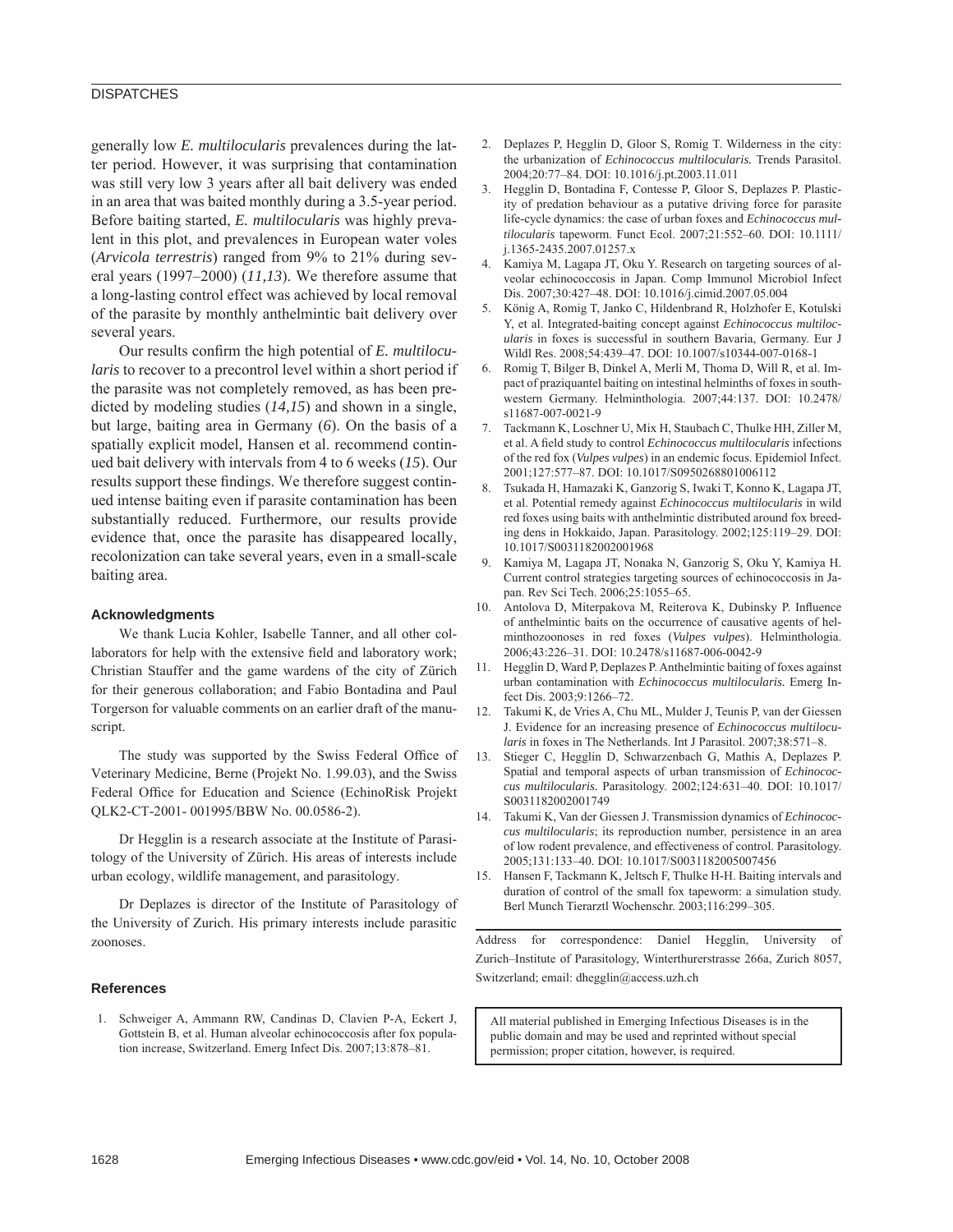generally low *E. multilocularis* prevalences during the latter period. However, it was surprising that contamination was still very low 3 years after all bait delivery was ended in an area that was baited monthly during a 3.5-year period. Before baiting started, *E. multilocularis* was highly prevalent in this plot, and prevalences in European water voles (*Arvicola terrestris*) ranged from 9% to 21% during several years (1997–2000) (*11,13*). We therefore assume that a long-lasting control effect was achieved by local removal of the parasite by monthly anthelmintic bait delivery over several years.

Our results confirm the high potential of *E. multilocularis* to recover to a precontrol level within a short period if the parasite was not completely removed, as has been predicted by modeling studies (*14,15*) and shown in a single, but large, baiting area in Germany (*6*). On the basis of a spatially explicit model, Hansen et al. recommend continued bait delivery with intervals from 4 to 6 weeks (*15*). Our results support these findings. We therefore suggest continued intense baiting even if parasite contamination has been substantially reduced. Furthermore, our results provide evidence that, once the parasite has disappeared locally, recolonization can take several years, even in a small-scale baiting area.

### Acknowledgments

We thank Lucia Kohler, Isabelle Tanner, and all other collaborators for help with the extensive field and laboratory work; Christian Stauffer and the game wardens of the city of Zürich for their generous collaboration; and Fabio Bontadina and Paul Torgerson for valuable comments on an earlier draft of the manuscript.

The study was supported by the Swiss Federal Office of Veterinary Medicine, Berne (Projekt No. 1.99.03), and the Swiss Federal Office for Education and Science (EchinoRisk Projekt QLK2-CT-2001- 001995/BBW No. 00.0586-2).

Dr Hegglin is a research associate at the Institute of Parasitology of the University of Zürich. His areas of interests include urban ecology, wildlife management, and parasitology.

Dr Deplazes is director of the Institute of Parasitology of the University of Zurich. His primary interests include parasitic zoonoses.

### References

1. Schweiger A, Ammann RW, Candinas D, Clavien P-A, Eckert J, Gottstein B, et al. Human alveolar echinococcosis after fox population increase, Switzerland. Emerg Infect Dis. 2007;13:878–81.
2. Deplazes P, Hegglin D, Gloor S, Romig T. Wilderness in the city: the urbanization of *Echinococcus multilocularis.* Trends Parasitol. 2004;20:77–84. DOI: 10.1016/j.pt.2003.11.011
3. Hegglin D, Bontadina F, Contesse P, Gloor S, Deplazes P. Plasticity of predation behaviour as a putative driving force for parasite life-cycle dynamics: the case of urban foxes and *Echinococcus multilocularis* tapeworm. Funct Ecol. 2007;21:552–60. DOI: 10.1111/j.1365-2435.2007.01257.x
4. Kamiya M, Lagapa JT, Oku Y. Research on targeting sources of alveolar echinococcosis in Japan. Comp Immunol Microbiol Infect Dis. 2007;30:427–48. DOI: 10.1016/j.cimid.2007.05.004
5. König A, Romig T, Janko C, Hildenbrand R, Holzhofer E, Kotulski Y, et al. Integrated-baiting concept against *Echinococcus multilocularis* in foxes is successful in southern Bavaria, Germany. Eur J Wildl Res. 2008;54:439–47. DOI: 10.1007/s10344-007-0168-1
6. Romig T, Bilger B, Dinkel A, Merli M, Thoma D, Will R, et al. Impact of praziquantel baiting on intestinal helminths of foxes in southwestern Germany. Helminthologia. 2007;44:137. DOI: 10.2478/s11687-007-0021-9
7. Tackmann K, Loschner U, Mix H, Staubach C, Thulke HH, Ziller M, et al. A field study to control *Echinococcus multilocularis* infections of the red fox (*Vulpes vulpes*) in an endemic focus. Epidemiol Infect. 2001;127:577–87. DOI: 10.1017/S0950268801006112
8. Tsukada H, Hamazaki K, Ganzorig S, Iwaki T, Konno K, Lagapa JT, et al. Potential remedy against *Echinococcus multilocularis* in wild red foxes using baits with anthelmintic distributed around fox breeding dens in Hokkaido, Japan. Parasitology. 2002;125:119–29. DOI: 10.1017/S0031182002001968
9. Kamiya M, Lagapa JT, Nonaka N, Ganzorig S, Oku Y, Kamiya H. Current control strategies targeting sources of echinococcosis in Japan. Rev Sci Tech. 2006;25:1055–65.
10. Antolova D, Miterpakova M, Reiterova K, Dubinsky P. Influence of anthelmintic baits on the occurrence of causative agents of helminthozoonoses in red foxes (*Vulpes vulpes*). Helminthologia. 2006;43:226–31. DOI: 10.2478/s11687-006-0042-9
11. Hegglin D, Ward P, Deplazes P. Anthelmintic baiting of foxes against urban contamination with *Echinococcus multilocularis.* Emerg Infect Dis. 2003;9:1266–72.
12. Takumi K, de Vries A, Chu ML, Mulder J, Teunis P, van der Giessen J. Evidence for an increasing presence of *Echinococcus multilocularis* in foxes in The Netherlands. Int J Parasitol. 2007;38:571–8.
13. Stieger C, Hegglin D, Schwarzenbach G, Mathis A, Deplazes P. Spatial and temporal aspects of urban transmission of *Echinococcus multilocularis.* Parasitology. 2002;124:631–40. DOI: 10.1017/S0031182002001749
14. Takumi K, Van der Giessen J. Transmission dynamics of *Echinococcus multilocularis*; its reproduction number, persistence in an area of low rodent prevalence, and effectiveness of control. Parasitology. 2005;131:133–40. DOI: 10.1017/S0031182005007456
15. Hansen F, Tackmann K, Jeltsch F, Thulke H-H. Baiting intervals and duration of control of the small fox tapeworm: a simulation study. Berl Munch Tierarztl Wochenschr. 2003;116:299–305.

Address for correspondence: Daniel Hegglin, University of Zurich–Institute of Parasitology, Winterthurerstrasse 266a, Zurich 8057, Switzerland; email: dhegglin@access.uzh.ch

All material published in Emerging Infectious Diseases is in the public domain and may be used and reprinted without special permission; proper citation, however, is required.